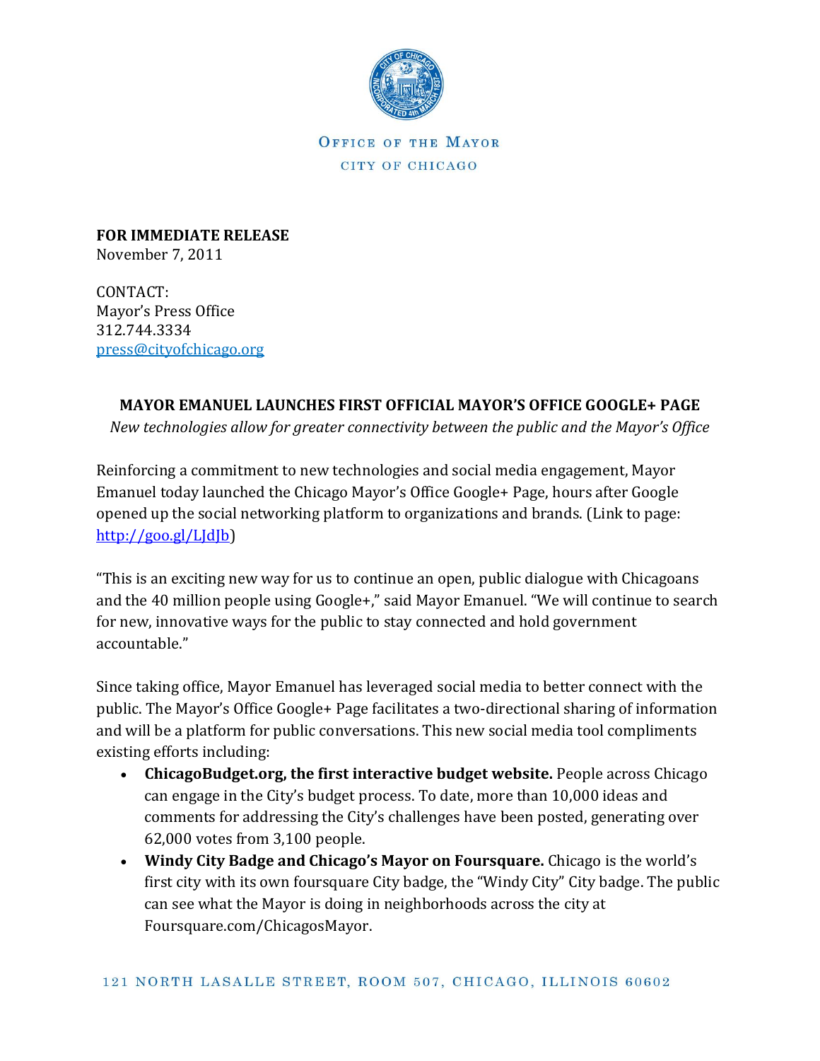OFFICE OF THE MAYOR

CITY OF CHICAGO

**FOR IMMEDIATE RELEASE**
November 7, 2011

CONTACT:
Mayor's Press Office
312.744.3334
press@cityofchicago.org

**MAYOR EMANUEL LAUNCHES FIRST OFFICIAL MAYOR'S OFFICE GOOGLE+ PAGE**

*New technologies allow for greater connectivity between the public and the Mayor's Office*

Reinforcing a commitment to new technologies and social media engagement, Mayor Emanuel today launched the Chicago Mayor's Office Google+ Page, hours after Google opened up the social networking platform to organizations and brands. (Link to page: http://goo.gl/LJdJb)

"This is an exciting new way for us to continue an open, public dialogue with Chicagoans and the 40 million people using Google+," said Mayor Emanuel. "We will continue to search for new, innovative ways for the public to stay connected and hold government accountable."

Since taking office, Mayor Emanuel has leveraged social media to better connect with the public. The Mayor's Office Google+ Page facilitates a two-directional sharing of information and will be a platform for public conversations. This new social media tool compliments existing efforts including:

- **ChicagoBudget.org, the first interactive budget website.** People across Chicago can engage in the City's budget process. To date, more than 10,000 ideas and comments for addressing the City's challenges have been posted, generating over 62,000 votes from 3,100 people.
- **Windy City Badge and Chicago's Mayor on Foursquare.** Chicago is the world's first city with its own foursquare City badge, the "Windy City" City badge. The public can see what the Mayor is doing in neighborhoods across the city at Foursquare.com/ChicagosMayor.

121 NORTH LASALLE STREET, ROOM 507, CHICAGO, ILLINOIS 60602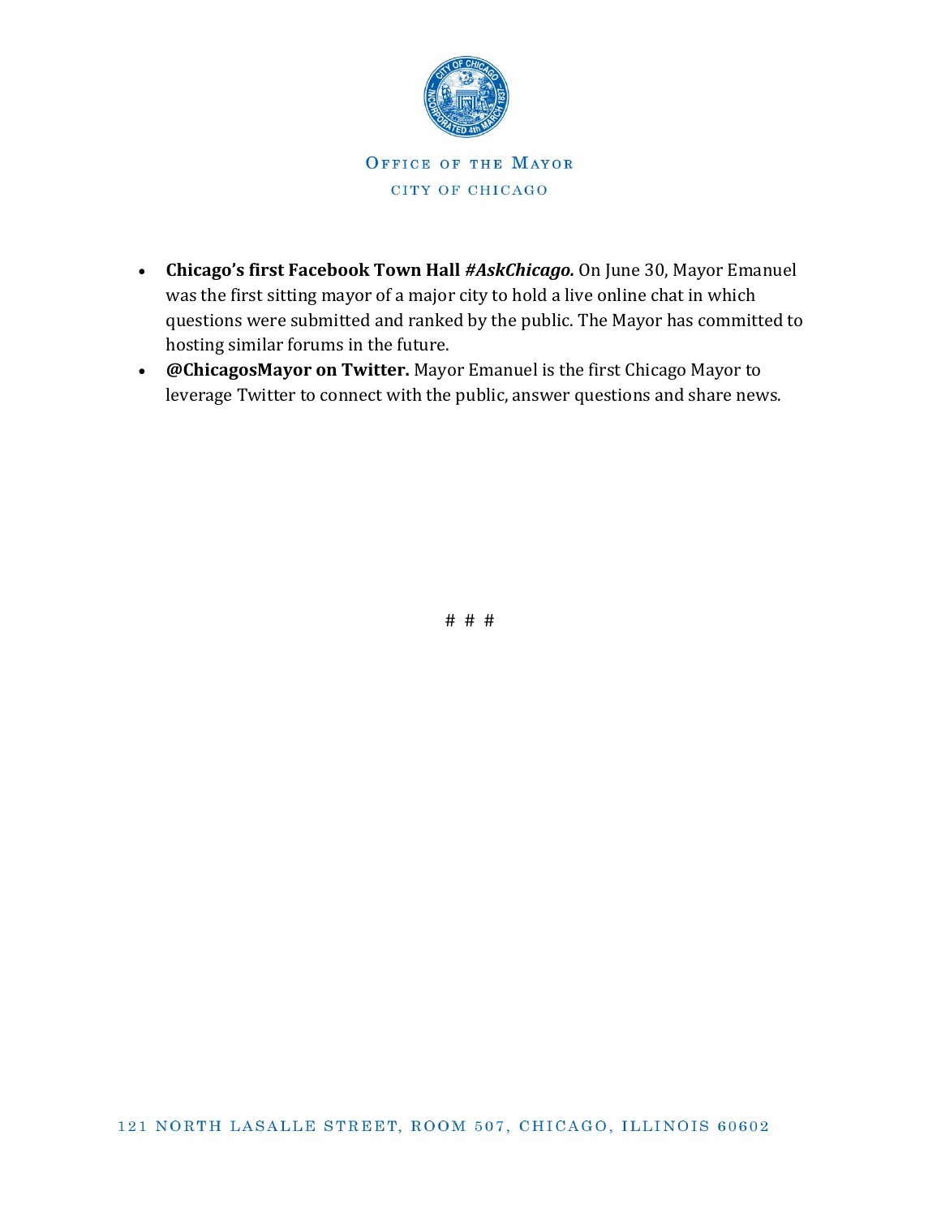- **Chicago's first Facebook Town Hall *#AskChicago.*** On June 30, Mayor Emanuel was the first sitting mayor of a major city to hold a live online chat in which questions were submitted and ranked by the public. The Mayor has committed to hosting similar forums in the future.
- **@ChicagosMayor on Twitter.** Mayor Emanuel is the first Chicago Mayor to leverage Twitter to connect with the public, answer questions and share news.

# # #